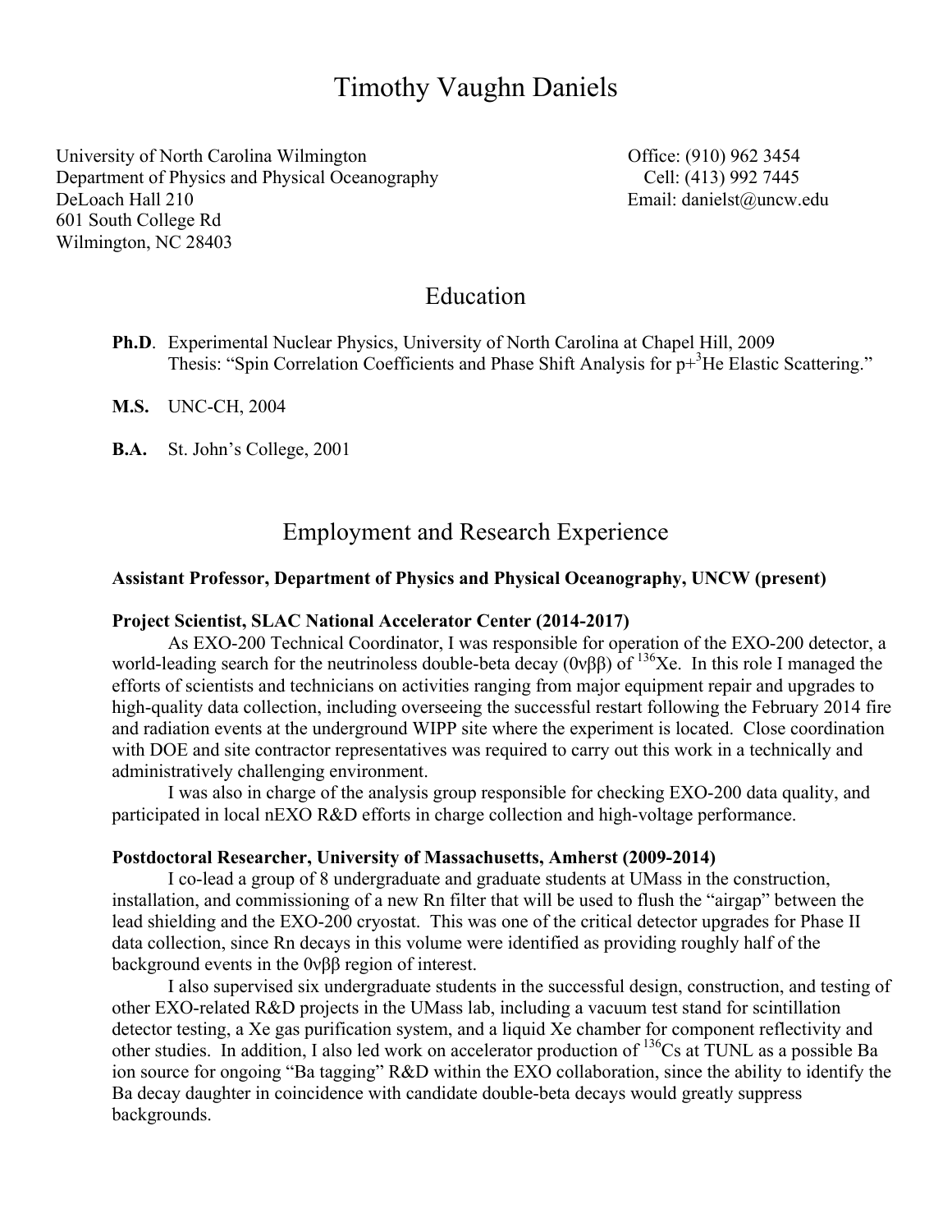# Timothy Vaughn Daniels

University of North Carolina Wilmington
Department of Physics and Physical Oceanography
DeLoach Hall 210
601 South College Rd
Wilmington, NC 28403

Office: (910) 962 3454
Cell: (413) 992 7445
Email: danielst@uncw.edu

## Education

**Ph.D**. Experimental Nuclear Physics, University of North Carolina at Chapel Hill, 2009
Thesis: "Spin Correlation Coefficients and Phase Shift Analysis for p+$^{3}$He Elastic Scattering."

**M.S.** UNC-CH, 2004

**B.A.** St. John's College, 2001

## Employment and Research Experience

**Assistant Professor, Department of Physics and Physical Oceanography, UNCW (present)**

**Project Scientist, SLAC National Accelerator Center (2014-2017)**

As EXO-200 Technical Coordinator, I was responsible for operation of the EXO-200 detector, a world-leading search for the neutrinoless double-beta decay ($0\nu\beta\beta$) of $^{136}$Xe. In this role I managed the efforts of scientists and technicians on activities ranging from major equipment repair and upgrades to high-quality data collection, including overseeing the successful restart following the February 2014 fire and radiation events at the underground WIPP site where the experiment is located. Close coordination with DOE and site contractor representatives was required to carry out this work in a technically and administratively challenging environment.

I was also in charge of the analysis group responsible for checking EXO-200 data quality, and participated in local nEXO R&D efforts in charge collection and high-voltage performance.

**Postdoctoral Researcher, University of Massachusetts, Amherst (2009-2014)**

I co-lead a group of 8 undergraduate and graduate students at UMass in the construction, installation, and commissioning of a new Rn filter that will be used to flush the "airgap" between the lead shielding and the EXO-200 cryostat. This was one of the critical detector upgrades for Phase II data collection, since Rn decays in this volume were identified as providing roughly half of the background events in the $0\nu\beta\beta$ region of interest.

I also supervised six undergraduate students in the successful design, construction, and testing of other EXO-related R&D projects in the UMass lab, including a vacuum test stand for scintillation detector testing, a Xe gas purification system, and a liquid Xe chamber for component reflectivity and other studies. In addition, I also led work on accelerator production of $^{136}$Cs at TUNL as a possible Ba ion source for ongoing "Ba tagging" R&D within the EXO collaboration, since the ability to identify the Ba decay daughter in coincidence with candidate double-beta decays would greatly suppress backgrounds.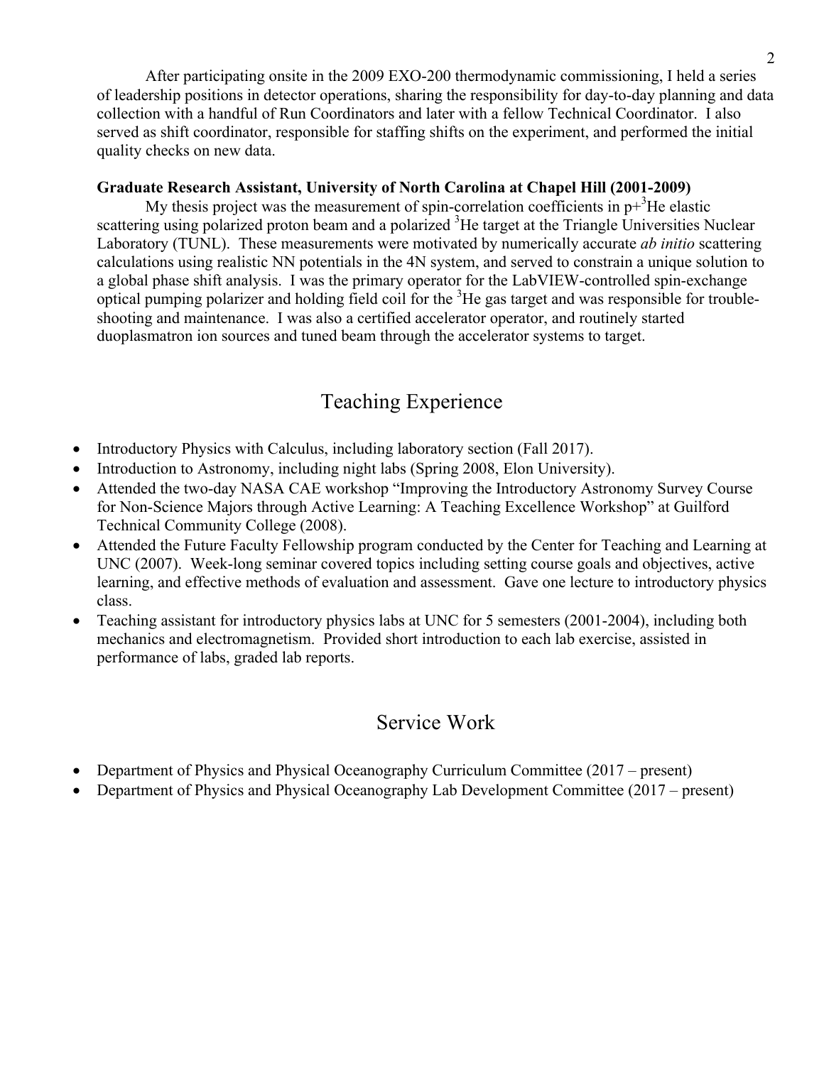After participating onsite in the 2009 EXO-200 thermodynamic commissioning, I held a series of leadership positions in detector operations, sharing the responsibility for day-to-day planning and data collection with a handful of Run Coordinators and later with a fellow Technical Coordinator. I also served as shift coordinator, responsible for staffing shifts on the experiment, and performed the initial quality checks on new data.

**Graduate Research Assistant, University of North Carolina at Chapel Hill (2001-2009)**

My thesis project was the measurement of spin-correlation coefficients in p+$^{3}$He elastic scattering using polarized proton beam and a polarized $^{3}$He target at the Triangle Universities Nuclear Laboratory (TUNL). These measurements were motivated by numerically accurate *ab initio* scattering calculations using realistic NN potentials in the 4N system, and served to constrain a unique solution to a global phase shift analysis. I was the primary operator for the LabVIEW-controlled spin-exchange optical pumping polarizer and holding field coil for the $^{3}$He gas target and was responsible for trouble-shooting and maintenance. I was also a certified accelerator operator, and routinely started duoplasmatron ion sources and tuned beam through the accelerator systems to target.

## Teaching Experience

- Introductory Physics with Calculus, including laboratory section (Fall 2017).
- Introduction to Astronomy, including night labs (Spring 2008, Elon University).
- Attended the two-day NASA CAE workshop "Improving the Introductory Astronomy Survey Course for Non-Science Majors through Active Learning: A Teaching Excellence Workshop" at Guilford Technical Community College (2008).
- Attended the Future Faculty Fellowship program conducted by the Center for Teaching and Learning at UNC (2007). Week-long seminar covered topics including setting course goals and objectives, active learning, and effective methods of evaluation and assessment. Gave one lecture to introductory physics class.
- Teaching assistant for introductory physics labs at UNC for 5 semesters (2001-2004), including both mechanics and electromagnetism. Provided short introduction to each lab exercise, assisted in performance of labs, graded lab reports.

## Service Work

- Department of Physics and Physical Oceanography Curriculum Committee (2017 – present)
- Department of Physics and Physical Oceanography Lab Development Committee (2017 – present)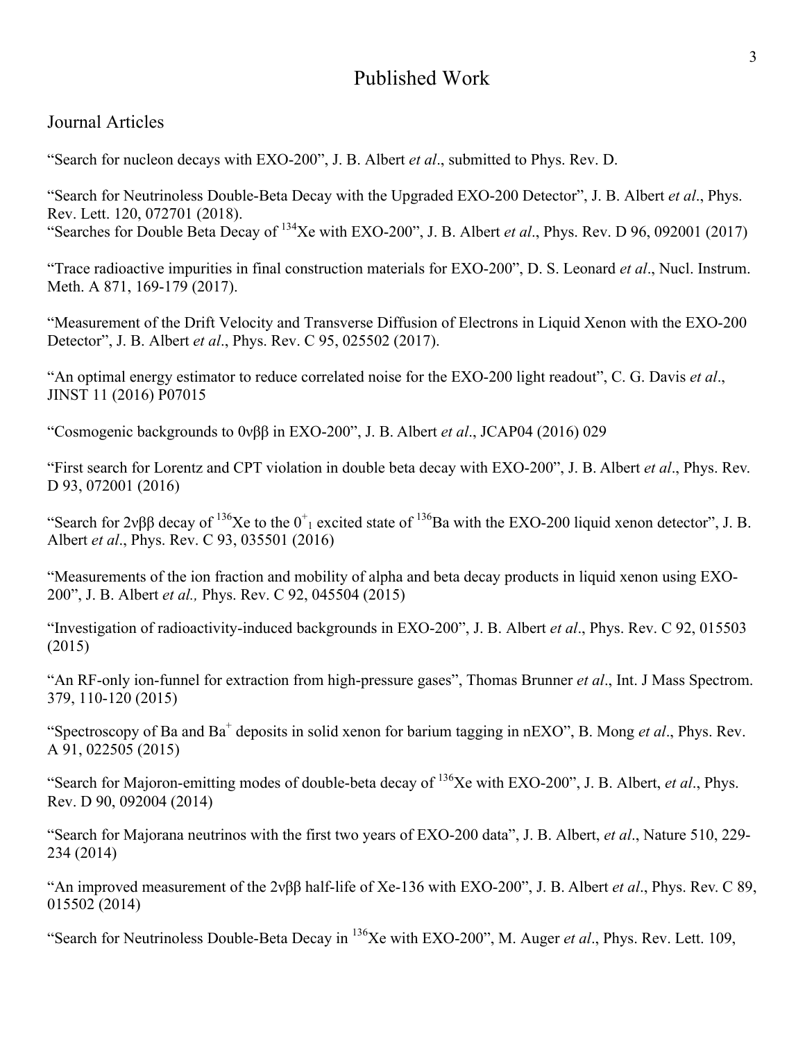# Published Work

## Journal Articles

"Search for nucleon decays with EXO-200", J. B. Albert *et al*., submitted to Phys. Rev. D.

"Search for Neutrinoless Double-Beta Decay with the Upgraded EXO-200 Detector", J. B. Albert *et al*., Phys. Rev. Lett. 120, 072701 (2018).
"Searches for Double Beta Decay of $^{134}$Xe with EXO-200", J. B. Albert *et al*., Phys. Rev. D 96, 092001 (2017)

"Trace radioactive impurities in final construction materials for EXO-200", D. S. Leonard *et al*., Nucl. Instrum. Meth. A 871, 169-179 (2017).

"Measurement of the Drift Velocity and Transverse Diffusion of Electrons in Liquid Xenon with the EXO-200 Detector", J. B. Albert *et al*., Phys. Rev. C 95, 025502 (2017).

"An optimal energy estimator to reduce correlated noise for the EXO-200 light readout", C. G. Davis *et al*., JINST 11 (2016) P07015

"Cosmogenic backgrounds to $0\nu\beta\beta$ in EXO-200", J. B. Albert *et al*., JCAP04 (2016) 029

"First search for Lorentz and CPT violation in double beta decay with EXO-200", J. B. Albert *et al*., Phys. Rev. D 93, 072001 (2016)

"Search for $2\nu\beta\beta$ decay of $^{136}$Xe to the $0^+_1$ excited state of $^{136}$Ba with the EXO-200 liquid xenon detector", J. B. Albert *et al*., Phys. Rev. C 93, 035501 (2016)

"Measurements of the ion fraction and mobility of alpha and beta decay products in liquid xenon using EXO-200", J. B. Albert *et al.,* Phys. Rev. C 92, 045504 (2015)

"Investigation of radioactivity-induced backgrounds in EXO-200", J. B. Albert *et al*., Phys. Rev. C 92, 015503 (2015)

"An RF-only ion-funnel for extraction from high-pressure gases", Thomas Brunner *et al*., Int. J Mass Spectrom. 379, 110-120 (2015)

"Spectroscopy of Ba and $Ba^+$ deposits in solid xenon for barium tagging in nEXO", B. Mong *et al*., Phys. Rev. A 91, 022505 (2015)

"Search for Majoron-emitting modes of double-beta decay of $^{136}$Xe with EXO-200", J. B. Albert, *et al*., Phys. Rev. D 90, 092004 (2014)

"Search for Majorana neutrinos with the first two years of EXO-200 data", J. B. Albert, *et al*., Nature 510, 229-234 (2014)

"An improved measurement of the $2\nu\beta\beta$ half-life of Xe-136 with EXO-200", J. B. Albert *et al*., Phys. Rev. C 89, 015502 (2014)

"Search for Neutrinoless Double-Beta Decay in $^{136}$Xe with EXO-200", M. Auger *et al*., Phys. Rev. Lett. 109,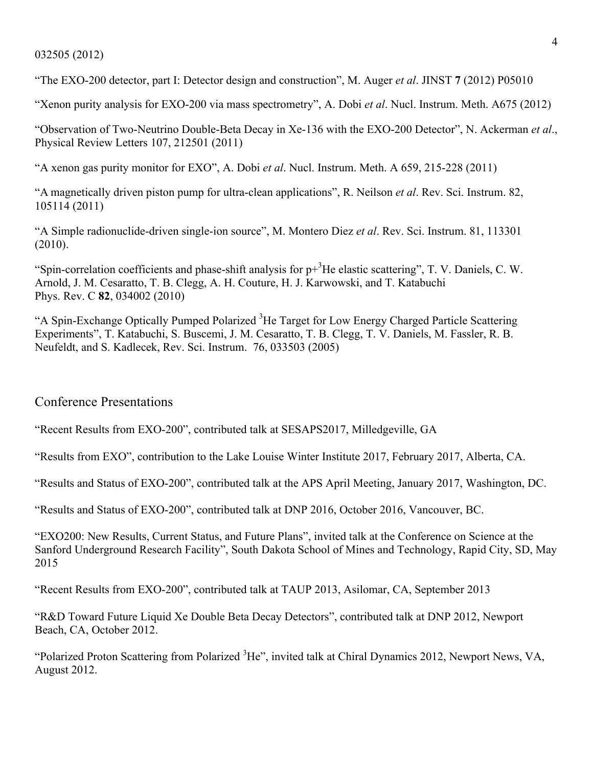032505 (2012)

"The EXO-200 detector, part I: Detector design and construction", M. Auger *et al*. JINST **7** (2012) P05010

"Xenon purity analysis for EXO-200 via mass spectrometry", A. Dobi *et al*. Nucl. Instrum. Meth. A675 (2012)

"Observation of Two-Neutrino Double-Beta Decay in Xe-136 with the EXO-200 Detector", N. Ackerman *et al*., Physical Review Letters 107, 212501 (2011)

"A xenon gas purity monitor for EXO", A. Dobi *et al*. Nucl. Instrum. Meth. A 659, 215-228 (2011)

"A magnetically driven piston pump for ultra-clean applications", R. Neilson *et al*. Rev. Sci. Instrum. 82, 105114 (2011)

"A Simple radionuclide-driven single-ion source", M. Montero Diez *et al*. Rev. Sci. Instrum. 81, 113301 (2010).

"Spin-correlation coefficients and phase-shift analysis for $p+^3He$ elastic scattering", T. V. Daniels, C. W. Arnold, J. M. Cesaratto, T. B. Clegg, A. H. Couture, H. J. Karwowski, and T. Katabuchi Phys. Rev. C **82**, 034002 (2010)

"A Spin-Exchange Optically Pumped Polarized $^3He$ Target for Low Energy Charged Particle Scattering Experiments", T. Katabuchi, S. Buscemi, J. M. Cesaratto, T. B. Clegg, T. V. Daniels, M. Fassler, R. B. Neufeldt, and S. Kadlecek, Rev. Sci. Instrum. 76, 033503 (2005)

## Conference Presentations

"Recent Results from EXO-200", contributed talk at SESAPS2017, Milledgeville, GA

"Results from EXO", contribution to the Lake Louise Winter Institute 2017, February 2017, Alberta, CA.

"Results and Status of EXO-200", contributed talk at the APS April Meeting, January 2017, Washington, DC.

"Results and Status of EXO-200", contributed talk at DNP 2016, October 2016, Vancouver, BC.

"EXO200: New Results, Current Status, and Future Plans", invited talk at the Conference on Science at the Sanford Underground Research Facility", South Dakota School of Mines and Technology, Rapid City, SD, May 2015

"Recent Results from EXO-200", contributed talk at TAUP 2013, Asilomar, CA, September 2013

"R&D Toward Future Liquid Xe Double Beta Decay Detectors", contributed talk at DNP 2012, Newport Beach, CA, October 2012.

"Polarized Proton Scattering from Polarized $^3He$", invited talk at Chiral Dynamics 2012, Newport News, VA, August 2012.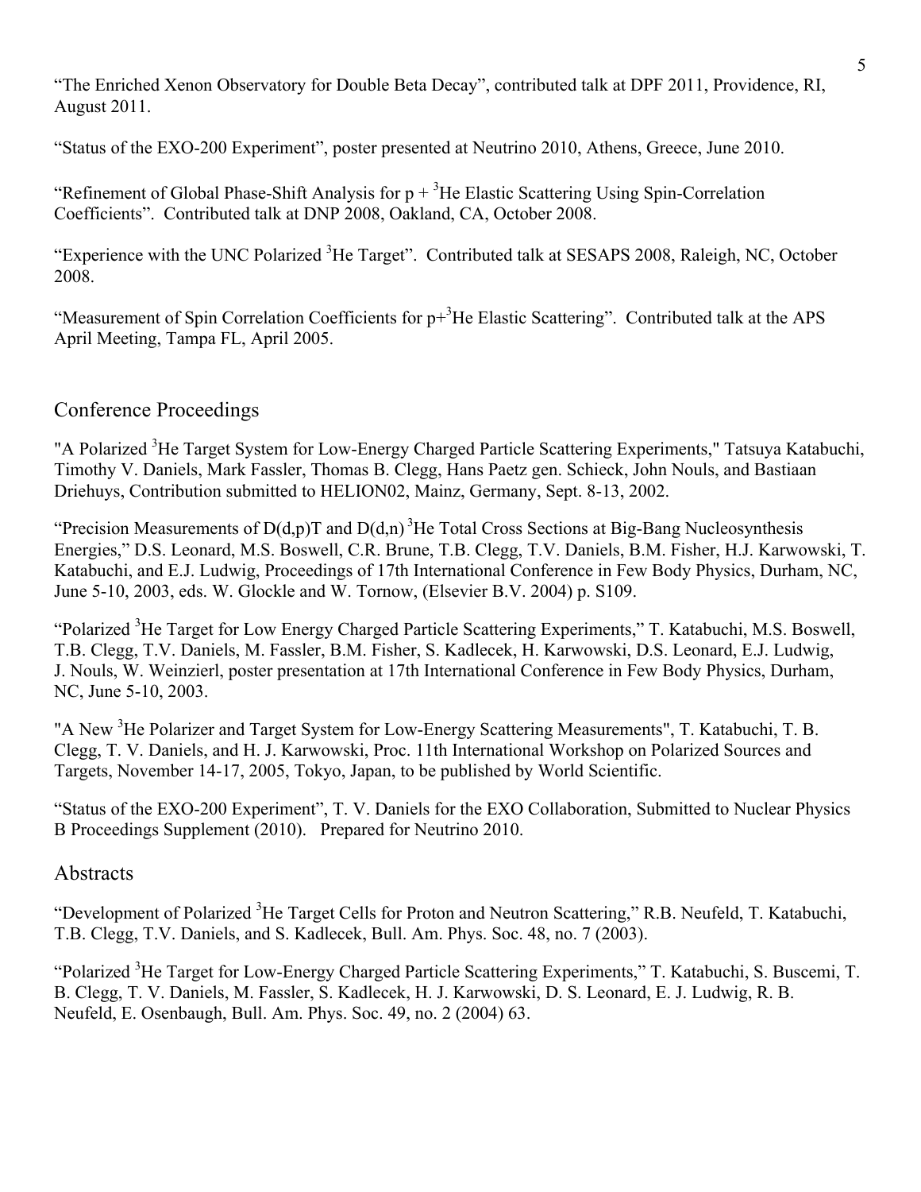"The Enriched Xenon Observatory for Double Beta Decay", contributed talk at DPF 2011, Providence, RI, August 2011.

"Status of the EXO-200 Experiment", poster presented at Neutrino 2010, Athens, Greece, June 2010.

"Refinement of Global Phase-Shift Analysis for p + $^3$He Elastic Scattering Using Spin-Correlation Coefficients". Contributed talk at DNP 2008, Oakland, CA, October 2008.

"Experience with the UNC Polarized $^3$He Target". Contributed talk at SESAPS 2008, Raleigh, NC, October 2008.

"Measurement of Spin Correlation Coefficients for p+$^3$He Elastic Scattering". Contributed talk at the APS April Meeting, Tampa FL, April 2005.

## Conference Proceedings

"A Polarized $^3$He Target System for Low-Energy Charged Particle Scattering Experiments," Tatsuya Katabuchi, Timothy V. Daniels, Mark Fassler, Thomas B. Clegg, Hans Paetz gen. Schieck, John Nouls, and Bastiaan Driehuys, Contribution submitted to HELION02, Mainz, Germany, Sept. 8-13, 2002.

"Precision Measurements of D(d,p)T and D(d,n) $^3$He Total Cross Sections at Big-Bang Nucleosynthesis Energies," D.S. Leonard, M.S. Boswell, C.R. Brune, T.B. Clegg, T.V. Daniels, B.M. Fisher, H.J. Karwowski, T. Katabuchi, and E.J. Ludwig, Proceedings of 17th International Conference in Few Body Physics, Durham, NC, June 5-10, 2003, eds. W. Glockle and W. Tornow, (Elsevier B.V. 2004) p. S109.

"Polarized $^3$He Target for Low Energy Charged Particle Scattering Experiments," T. Katabuchi, M.S. Boswell, T.B. Clegg, T.V. Daniels, M. Fassler, B.M. Fisher, S. Kadlecek, H. Karwowski, D.S. Leonard, E.J. Ludwig, J. Nouls, W. Weinzierl, poster presentation at 17th International Conference in Few Body Physics, Durham, NC, June 5-10, 2003.

"A New $^3$He Polarizer and Target System for Low-Energy Scattering Measurements", T. Katabuchi, T. B. Clegg, T. V. Daniels, and H. J. Karwowski, Proc. 11th International Workshop on Polarized Sources and Targets, November 14-17, 2005, Tokyo, Japan, to be published by World Scientific.

"Status of the EXO-200 Experiment", T. V. Daniels for the EXO Collaboration, Submitted to Nuclear Physics B Proceedings Supplement (2010). Prepared for Neutrino 2010.

## Abstracts

"Development of Polarized $^3$He Target Cells for Proton and Neutron Scattering," R.B. Neufeld, T. Katabuchi, T.B. Clegg, T.V. Daniels, and S. Kadlecek, Bull. Am. Phys. Soc. 48, no. 7 (2003).

"Polarized $^3$He Target for Low-Energy Charged Particle Scattering Experiments," T. Katabuchi, S. Buscemi, T. B. Clegg, T. V. Daniels, M. Fassler, S. Kadlecek, H. J. Karwowski, D. S. Leonard, E. J. Ludwig, R. B. Neufeld, E. Osenbaugh, Bull. Am. Phys. Soc. 49, no. 2 (2004) 63.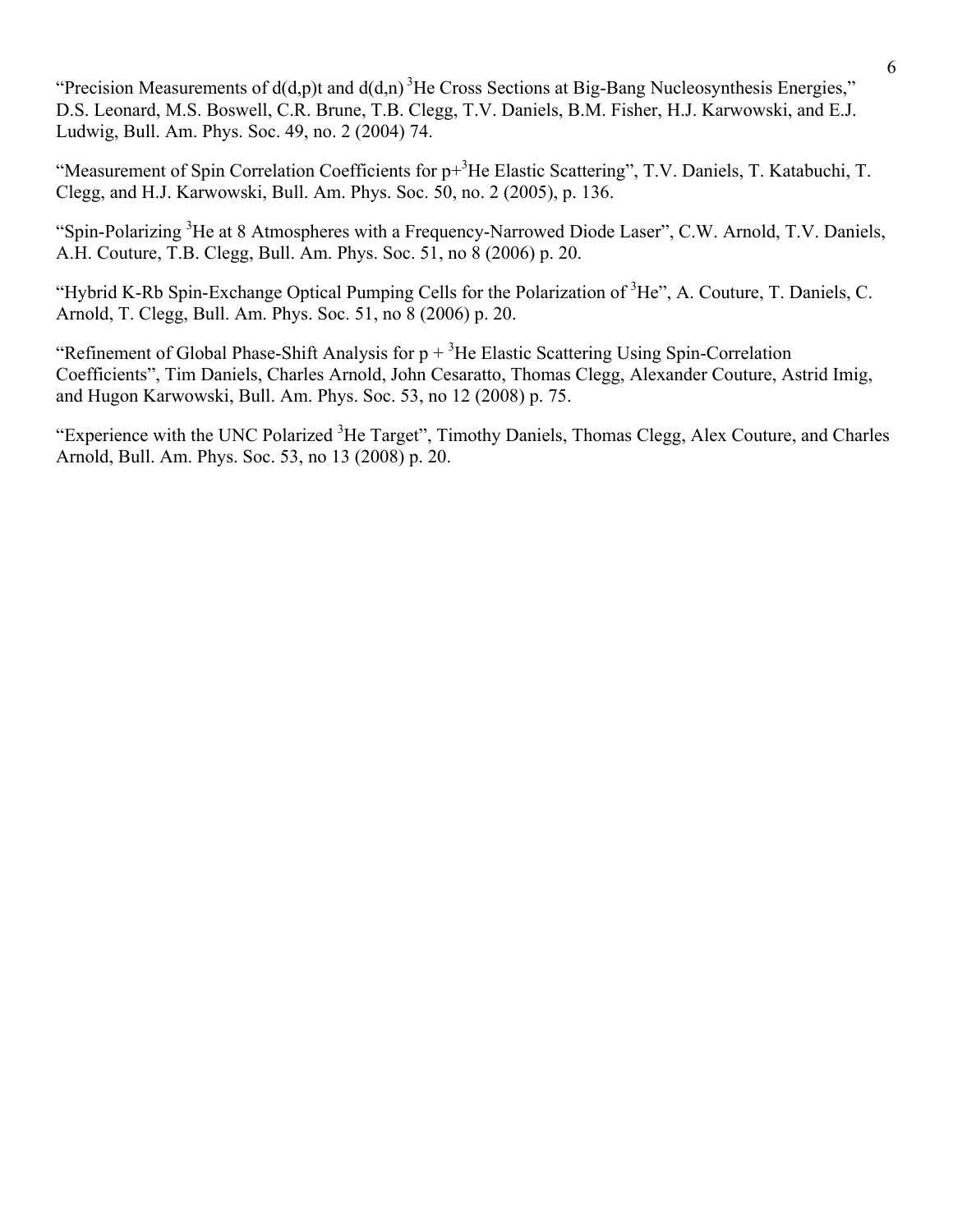"Precision Measurements of d(d,p)t and d(d,n) $^{3}$He Cross Sections at Big-Bang Nucleosynthesis Energies," D.S. Leonard, M.S. Boswell, C.R. Brune, T.B. Clegg, T.V. Daniels, B.M. Fisher, H.J. Karwowski, and E.J. Ludwig, Bull. Am. Phys. Soc. 49, no. 2 (2004) 74.

"Measurement of Spin Correlation Coefficients for p+$^{3}$He Elastic Scattering", T.V. Daniels, T. Katabuchi, T. Clegg, and H.J. Karwowski, Bull. Am. Phys. Soc. 50, no. 2 (2005), p. 136.

"Spin-Polarizing $^{3}$He at 8 Atmospheres with a Frequency-Narrowed Diode Laser", C.W. Arnold, T.V. Daniels, A.H. Couture, T.B. Clegg, Bull. Am. Phys. Soc. 51, no 8 (2006) p. 20.

"Hybrid K-Rb Spin-Exchange Optical Pumping Cells for the Polarization of $^{3}$He", A. Couture, T. Daniels, C. Arnold, T. Clegg, Bull. Am. Phys. Soc. 51, no 8 (2006) p. 20.

"Refinement of Global Phase-Shift Analysis for p + $^{3}$He Elastic Scattering Using Spin-Correlation Coefficients", Tim Daniels, Charles Arnold, John Cesaratto, Thomas Clegg, Alexander Couture, Astrid Imig, and Hugon Karwowski, Bull. Am. Phys. Soc. 53, no 12 (2008) p. 75.

"Experience with the UNC Polarized $^{3}$He Target", Timothy Daniels, Thomas Clegg, Alex Couture, and Charles Arnold, Bull. Am. Phys. Soc. 53, no 13 (2008) p. 20.